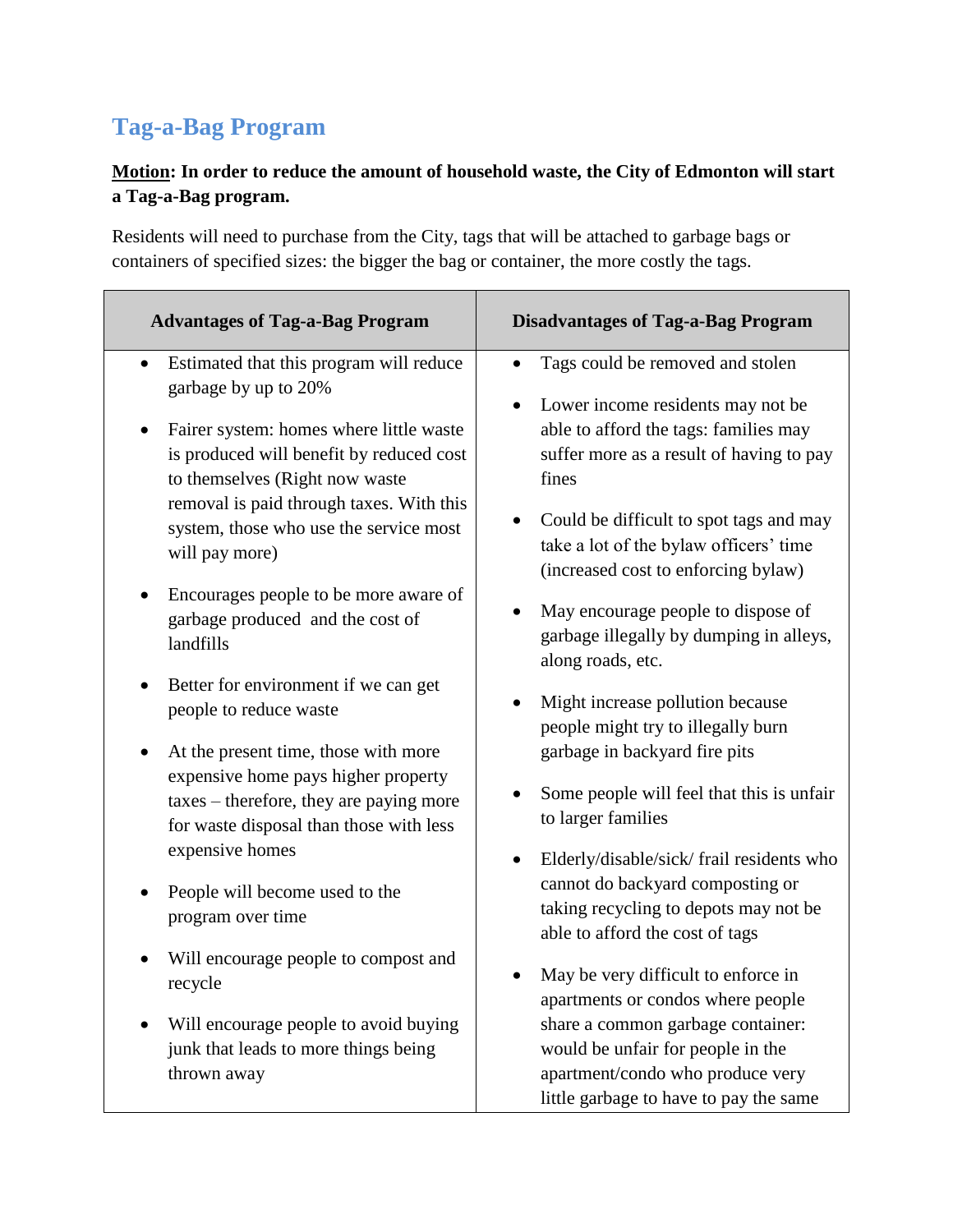## Tag-a-Bag Program

**<u>Motion</u>: In order to reduce the amount of household waste, the City of Edmonton will start a Tag-a-Bag program.**

Residents will need to purchase from the City, tags that will be attached to garbage bags or containers of specified sizes: the bigger the bag or container, the more costly the tags.

| Advantages of Tag-a-Bag Program | Disadvantages of Tag-a-Bag Program |
|---|---|
| • Estimated that this program will reduce garbage by up to 20%<br><br>• Fairer system: homes where little waste is produced will benefit by reduced cost to themselves (Right now waste removal is paid through taxes. With this system, those who use the service most will pay more)<br><br>• Encourages people to be more aware of garbage produced and the cost of landfills<br><br>• Better for environment if we can get people to reduce waste<br><br>• At the present time, those with more expensive home pays higher property taxes – therefore, they are paying more for waste disposal than those with less expensive homes<br><br>• People will become used to the program over time<br><br>• Will encourage people to compost and recycle<br><br>• Will encourage people to avoid buying junk that leads to more things being thrown away | • Tags could be removed and stolen<br><br>• Lower income residents may not be able to afford the tags: families may suffer more as a result of having to pay fines<br><br>• Could be difficult to spot tags and may take a lot of the bylaw officers' time (increased cost to enforcing bylaw)<br><br>• May encourage people to dispose of garbage illegally by dumping in alleys, along roads, etc.<br><br>• Might increase pollution because people might try to illegally burn garbage in backyard fire pits<br><br>• Some people will feel that this is unfair to larger families<br><br>• Elderly/disable/sick/ frail residents who cannot do backyard composting or taking recycling to depots may not be able to afford the cost of tags<br><br>• May be very difficult to enforce in apartments or condos where people share a common garbage container: would be unfair for people in the apartment/condo who produce very little garbage to have to pay the same |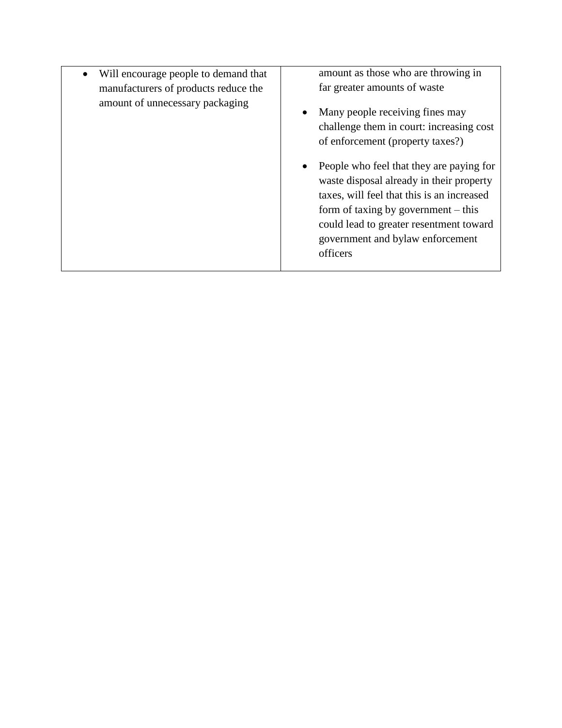| | |
|---|---|
| • Will encourage people to demand that manufacturers of products reduce the amount of unnecessary packaging | amount as those who are throwing in far greater amounts of waste<br>• Many people receiving fines may challenge them in court: increasing cost of enforcement (property taxes?)<br>• People who feel that they are paying for waste disposal already in their property taxes, will feel that this is an increased form of taxing by government – this could lead to greater resentment toward government and bylaw enforcement officers |